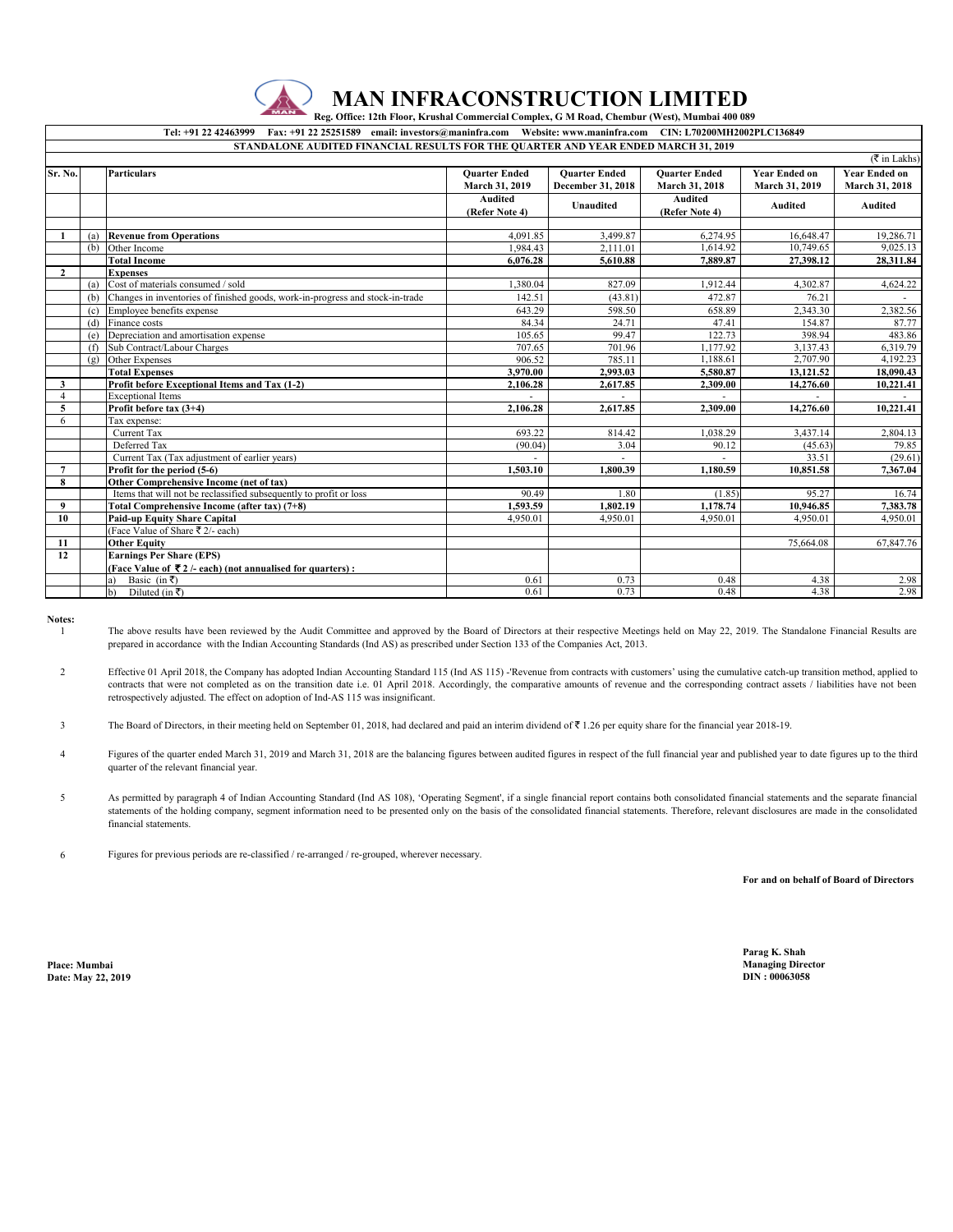# MAN INFRACONSTRUCTION LIMITED

**Reg. Office: 12th Floor, Krushal Commercial Complex, G M Road, Chembur (West), Mumbai 400 089**

**Tel: +91 22 42463999 Fax: +91 22 25251589 email: investors@maninfra.com Website: www.maninfra.com CIN: L70200MH2002PLC136849**

**STANDALONE AUDITED FINANCIAL RESULTS FOR THE QUARTER AND YEAR ENDED MARCH 31, 2019**

(₹ in Lakhs)

| Sr. No. | | Particulars | Quarter Ended March 31, 2019 | Quarter Ended December 31, 2018 | Quarter Ended March 31, 2018 | Year Ended on March 31, 2019 | Year Ended on March 31, 2018 |
|---|---|---|---|---|---|---|---|
| | | | Audited (Refer Note 4) | Unaudited | Audited (Refer Note 4) | Audited | Audited |
| 1 | (a) | **Revenue from Operations** | 4,091.85 | 3,499.87 | 6,274.95 | 16,648.47 | 19,286.71 |
| | (b) | Other Income | 1,984.43 | 2,111.01 | 1,614.92 | 10,749.65 | 9,025.13 |
| | | **Total Income** | **6,076.28** | **5,610.88** | **7,889.87** | **27,398.12** | **28,311.84** |
| 2 | | **Expenses** | | | | | |
| | (a) | Cost of materials consumed / sold | 1,380.04 | 827.09 | 1,912.44 | 4,302.87 | 4,624.22 |
| | (b) | Changes in inventories of finished goods, work-in-progress and stock-in-trade | 142.51 | (43.81) | 472.87 | 76.21 | - |
| | (c) | Employee benefits expense | 643.29 | 598.50 | 658.89 | 2,343.30 | 2,382.56 |
| | (d) | Finance costs | 84.34 | 24.71 | 47.41 | 154.87 | 87.77 |
| | (e) | Depreciation and amortisation expense | 105.65 | 99.47 | 122.73 | 398.94 | 483.86 |
| | (f) | Sub Contract/Labour Charges | 707.65 | 701.96 | 1,177.92 | 3,137.43 | 6,319.79 |
| | (g) | Other Expenses | 906.52 | 785.11 | 1,188.61 | 2,707.90 | 4,192.23 |
| | | **Total Expenses** | **3,970.00** | **2,993.03** | **5,580.87** | **13,121.52** | **18,090.43** |
| 3 | | **Profit before Exceptional Items and Tax (1-2)** | **2,106.28** | **2,617.85** | **2,309.00** | **14,276.60** | **10,221.41** |
| 4 | | Exceptional Items | - | - | - | - | - |
| 5 | | **Profit before tax (3+4)** | **2,106.28** | **2,617.85** | **2,309.00** | **14,276.60** | **10,221.41** |
| 6 | | Tax expense: | | | | | |
| | | Current Tax | 693.22 | 814.42 | 1,038.29 | 3,437.14 | 2,804.13 |
| | | Deferred Tax | (90.04) | 3.04 | 90.12 | (45.63) | 79.85 |
| | | Current Tax (Tax adjustment of earlier years) | - | - | - | 33.51 | (29.61) |
| 7 | | **Profit for the period (5-6)** | **1,503.10** | **1,800.39** | **1,180.59** | **10,851.58** | **7,367.04** |
| 8 | | **Other Comprehensive Income (net of tax)** | | | | | |
| | | Items that will not be reclassified subsequently to profit or loss | 90.49 | 1.80 | (1.85) | 95.27 | 16.74 |
| 9 | | **Total Comprehensive Income (after tax) (7+8)** | **1,593.59** | **1,802.19** | **1,178.74** | **10,946.85** | **7,383.78** |
| 10 | | **Paid-up Equity Share Capital** | 4,950.01 | 4,950.01 | 4,950.01 | 4,950.01 | 4,950.01 |
| | | (Face Value of Share ₹ 2/- each) | | | | | |
| 11 | | **Other Equity** | | | | 75,664.08 | 67,847.76 |
| 12 | | **Earnings Per Share (EPS)** | | | | | |
| | | **(Face Value of ₹ 2 /- each) (not annualised for quarters) :** | | | | | |
| | | a) Basic (in ₹) | 0.61 | 0.73 | 0.48 | 4.38 | 2.98 |
| | | b) Diluted (in ₹) | 0.61 | 0.73 | 0.48 | 4.38 | 2.98 |

**Notes:**

1. The above results have been reviewed by the Audit Committee and approved by the Board of Directors at their respective Meetings held on May 22, 2019. The Standalone Financial Results are prepared in accordance with the Indian Accounting Standards (Ind AS) as prescribed under Section 133 of the Companies Act, 2013.

2. Effective 01 April 2018, the Company has adopted Indian Accounting Standard 115 (Ind AS 115) -'Revenue from contracts with customers' using the cumulative catch-up transition method, applied to contracts that were not completed as on the transition date i.e. 01 April 2018. Accordingly, the comparative amounts of revenue and the corresponding contract assets / liabilities have not been retrospectively adjusted. The effect on adoption of Ind-AS 115 was insignificant.

3. The Board of Directors, in their meeting held on September 01, 2018, had declared and paid an interim dividend of ₹ 1.26 per equity share for the financial year 2018-19.

4. Figures of the quarter ended March 31, 2019 and March 31, 2018 are the balancing figures between audited figures in respect of the full financial year and published year to date figures up to the third quarter of the relevant financial year.

5. As permitted by paragraph 4 of Indian Accounting Standard (Ind AS 108), 'Operating Segment', if a single financial report contains both consolidated financial statements and the separate financial statements of the holding company, segment information need to be presented only on the basis of the consolidated financial statements. Therefore, relevant disclosures are made in the consolidated financial statements.

6. Figures for previous periods are re-classified / re-arranged / re-grouped, wherever necessary.

**For and on behalf of Board of Directors**

**Parag K. Shah**
**Managing Director**
**DIN : 00063058**

**Place: Mumbai**
**Date: May 22, 2019**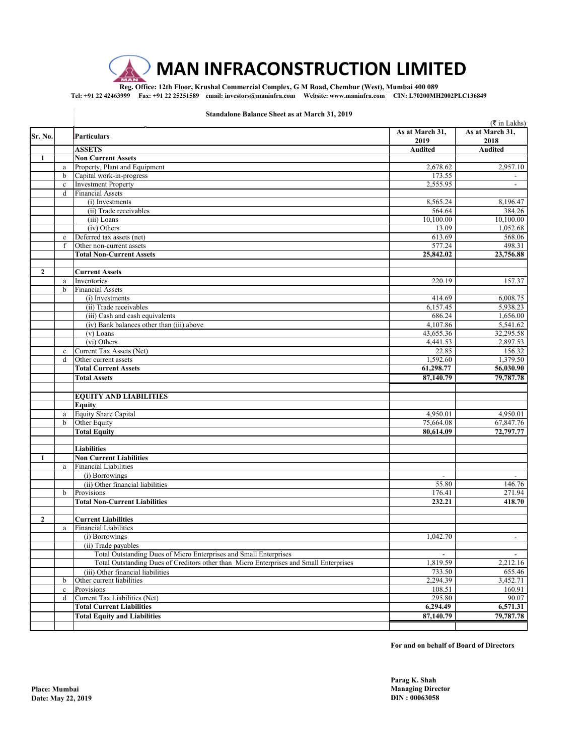# MAN INFRACONSTRUCTION LIMITED

**Reg. Office: 12th Floor, Krushal Commercial Complex, G M Road, Chembur (West), Mumbai 400 089**
**Tel: +91 22 42463999 Fax: +91 22 25251589 email: investors@maninfra.com Website: www.maninfra.com CIN: L70200MH2002PLC136849**

**Standalone Balance Sheet as at March 31, 2019**

(₹ in Lakhs)

| Sr. No. | | Particulars | As at March 31, 2019 | As at March 31, 2018 |
|---|---|---|---|---|
| | | **ASSETS** | **Audited** | **Audited** |
| **1** | | **Non Current Assets** | | |
| | a | Property, Plant and Equipment | 2,678.62 | 2,957.10 |
| | b | Capital work-in-progress | 173.55 | - |
| | c | Investment Property | 2,555.95 | - |
| | d | Financial Assets | | |
| | | (i) Investments | 8,565.24 | 8,196.47 |
| | | (ii) Trade receivables | 564.64 | 384.26 |
| | | (iii) Loans | 10,100.00 | 10,100.00 |
| | | (iv) Others | 13.09 | 1,052.68 |
| | e | Deferred tax assets (net) | 613.69 | 568.06 |
| | f | Other non-current assets | 577.24 | 498.31 |
| | | **Total Non-Current Assets** | **25,842.02** | **23,756.88** |
| | | | | |
| **2** | | **Current Assets** | | |
| | a | Inventories | 220.19 | 157.37 |
| | b | Financial Assets | | |
| | | (i) Investments | 414.69 | 6,008.75 |
| | | (ii) Trade receivables | 6,157.45 | 5,938.23 |
| | | (iii) Cash and cash equivalents | 686.24 | 1,656.00 |
| | | (iv) Bank balances other than (iii) above | 4,107.86 | 5,541.62 |
| | | (v) Loans | 43,655.36 | 32,295.58 |
| | | (vi) Others | 4,441.53 | 2,897.53 |
| | c | Current Tax Assets (Net) | 22.85 | 156.32 |
| | d | Other current assets | 1,592.60 | 1,379.50 |
| | | **Total Current Assets** | **61,298.77** | **56,030.90** |
| | | **Total Assets** | **87,140.79** | **79,787.78** |
| | | | | |
| | | **EQUITY AND LIABILITIES** | | |
| | | **Equity** | | |
| | a | Equity Share Capital | 4,950.01 | 4,950.01 |
| | b | Other Equity | 75,664.08 | 67,847.76 |
| | | **Total Equity** | **80,614.09** | **72,797.77** |
| | | | | |
| | | **Liabilities** | | |
| **1** | | **Non Current Liabilities** | | |
| | a | Financial Liabilities | | |
| | | (i) Borrowings | - | - |
| | | (ii) Other financial liabilities | 55.80 | 146.76 |
| | b | Provisions | 176.41 | 271.94 |
| | | **Total Non-Current Liabilities** | **232.21** | **418.70** |
| | | | | |
| **2** | | **Current Liabilities** | | |
| | a | Financial Liabilities | | |
| | | (i) Borrowings | 1,042.70 | - |
| | | (ii) Trade payables | | |
| | | Total Outstanding Dues of Micro Enterprises and Small Enterprises | - | - |
| | | Total Outstanding Dues of Creditors other than Micro Enterprises and Small Enterprises | 1,819.59 | 2,212.16 |
| | | (iii) Other financial liabilities | 733.50 | 655.46 |
| | b | Other current liabilities | 2,294.39 | 3,452.71 |
| | c | Provisions | 108.51 | 160.91 |
| | d | Current Tax Liabilities (Net) | 295.80 | 90.07 |
| | | **Total Current Liabilities** | **6,294.49** | **6,571.31** |
| | | **Total Equity and Liabilities** | **87,140.79** | **79,787.78** |

**For and on behalf of Board of Directors**

**Parag K. Shah**
**Managing Director**
**DIN : 00063058**

**Place: Mumbai**
**Date: May 22, 2019**